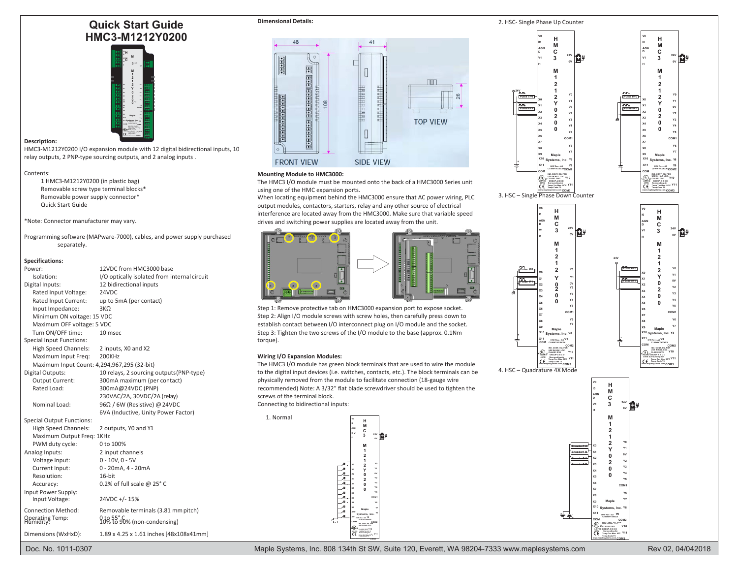# Quick Start Guide
# HMC3-M1212Y0200

**Description:**

HMC3-M1212Y0200 I/O expansion module with 12 digital bidirectional inputs, 10 relay outputs, 2 PNP-type sourcing outputs, and 2 analog inputs .

Contents:

- 1 HMC3-M1212Y0200 (in plastic bag)
- Removable screw type terminal blocks*
- Removable power supply connector*
- Quick Start Guide

*Note: Connector manufacturer may vary.

Programming software (MAPware-7000), cables, and power supply purchased separately.

**Specifications:**

| | |
|---|---|
| Power: | 12VDC from HMC3000 base |
| Isolation: | I/O optically isolated from internal circuit |
| Digital Inputs: | 12 bidirectional inputs |
| Rated Input Voltage: | 24VDC |
| Rated Input Current: | up to 5mA (per contact) |
| Input Impedance: | 3KΩ |
| Minimum ON voltage: 15 VDC | |
| Maximum OFF voltage: 5 VDC | |
| Turn ON/OFF time: | 10 msec |
| Special Input Functions: | |
| High Speed Channels: | 2 inputs, X0 and X2 |
| Maximum Input Freq: | 200KHz |
| Maximum Input Count: 4,294,967,295 (32-bit) | |
| Digital Outputs: | 10 relays, 2 sourcing outputs(PNP-type) |
| Output Current: | 300mA maximum (per contact) |
| Rated Load: | 300mA@24VDC (PNP) |
| | 230VAC/2A, 30VDC/2A (relay) |
| Nominal Load: | 96Ω / 6W (Resistive) @ 24VDC |
| | 6VA (Inductive, Unity Power Factor) |
| Special Output Functions: | |
| High Speed Channels: | 2 outputs, Y0 and Y1 |
| Maximum Output Freq: 1KHz | |
| PWM duty cycle: | 0 to 100% |
| Analog Inputs: | 2 input channels |
| Voltage Input: | 0 - 10V, 0 - 5V |
| Current Input: | 0 - 20mA, 4 - 20mA |
| Resolution: | 16-bit |
| Accuracy: | 0.2% of full scale @ 25° C |
| Input Power Supply: | |
| Input Voltage: | 24VDC +/- 15% |
| Connection Method: | Removable terminals (3.81 mm pitch) |
| Operating Temp: | 0 to 55° C |
| Humidity: | 10% to 90% (non-condensing) |
| Dimensions (WxHxD): | 1.89 x 4.25 x 1.61 inches [48x108x41mm] |

**Dimensional Details:**

48 &nbsp; 41 &nbsp; 108 &nbsp; 26

FRONT VIEW &nbsp; SIDE VIEW &nbsp; TOP VIEW

**Mounting Module to HMC3000:**

The HMC3 I/O module must be mounted onto the back of a HMC3000 Series unit using one of the HMC expansion ports.

When locating equipment behind the HMC3000 ensure that AC power wiring, PLC output modules, contactors, starters, relay and any other source of electrical interference are located away from the HMC3000. Make sure that variable speed drives and switching power supplies are located away from the unit.

Step 1: Remove protective tab on HMC3000 expansion port to expose socket.
Step 2: Align I/O module screws with screw holes, then carefully press down to establish contact between I/O interconnect plug on I/O module and the socket.
Step 3: Tighten the two screws of the I/O module to the base (approx. 0.1Nm torque).

**Wiring I/O Expansion Modules:**

The HMC3 I/O module has green block terminals that are used to wire the module to the digital input devices (i.e. switches, contacts, etc.). The block terminals can be physically removed from the module to facilitate connection (18-gauge wire recommended) Note: A 3/32" flat blade screwdriver should be used to tighten the screws of the terminal block.

Connecting to bidirectional inputs:

1. Normal

2. HSC- Single Phase Up Counter

3. HSC – Single Phase Down Counter

4. HSC – Quadrature 4X Mode

Doc. No. 1011-0307 &nbsp; Maple Systems, Inc. 808 134th St SW, Suite 120, Everett, WA 98204-7333 www.maplesystems.com &nbsp; Rev 02, 04/042018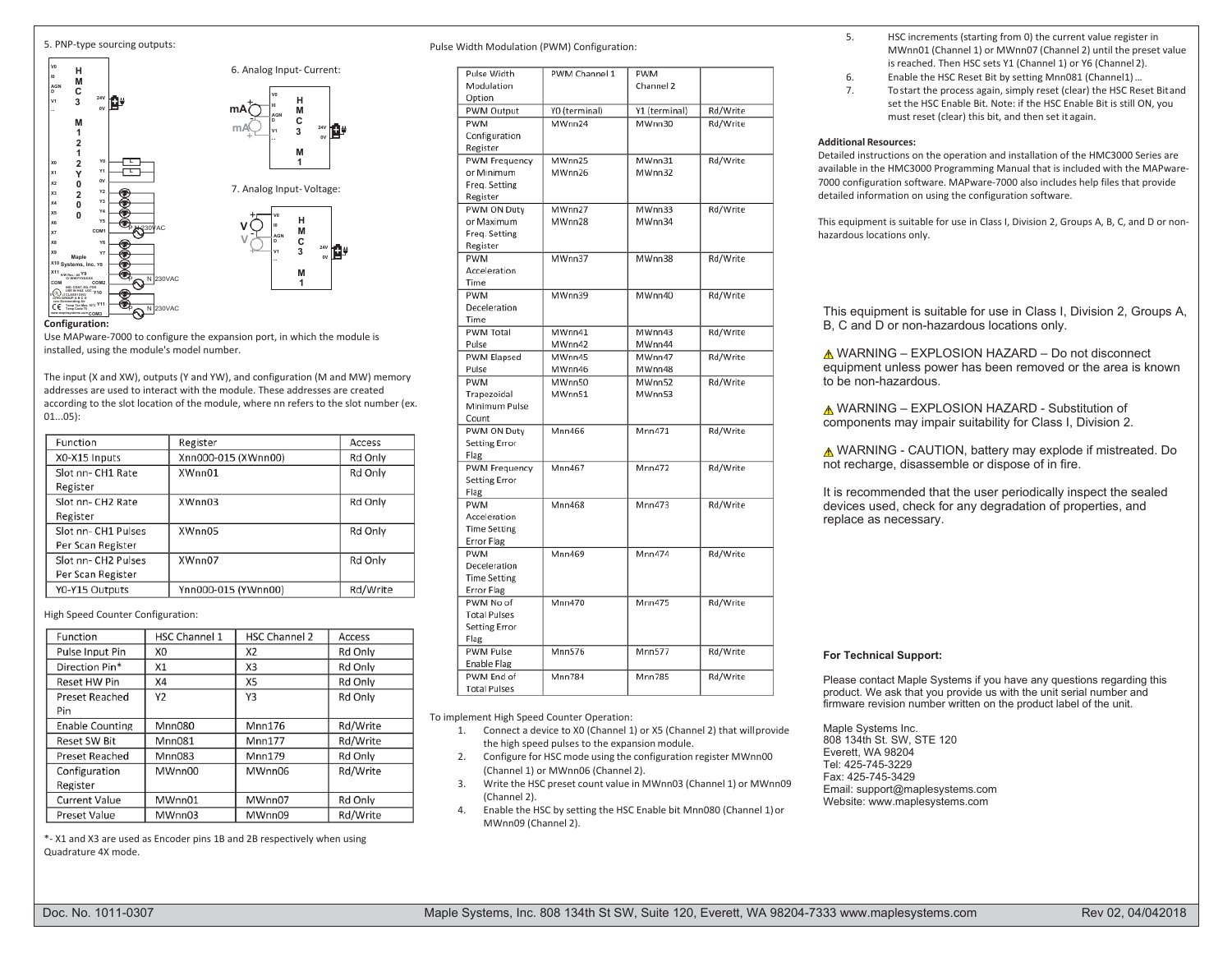5. PNP-type sourcing outputs:

6. Analog Input- Current:

7. Analog Input- Voltage:

**Configuration:**

Use MAPware-7000 to configure the expansion port, in which the module is installed, using the module's model number.

The input (X and XW), outputs (Y and YW), and configuration (M and MW) memory addresses are used to interact with the module. These addresses are created according to the slot location of the module, where nn refers to the slot number (ex. 01...05):

| Function | Register | Access |
|---|---|---|
| X0-X15 Inputs | Xnn000-015 (XWnn00) | Rd Only |
| Slot nn- CH1 Rate Register | XWnn01 | Rd Only |
| Slot nn- CH2 Rate Register | XWnn03 | Rd Only |
| Slot nn- CH1 Pulses Per Scan Register | XWnn05 | Rd Only |
| Slot nn- CH2 Pulses Per Scan Register | XWnn07 | Rd Only |
| Y0-Y15 Outputs | Ynn000-015 (YWnn00) | Rd/Write |

High Speed Counter Configuration:

| Function | HSC Channel 1 | HSC Channel 2 | Access |
|---|---|---|---|
| Pulse Input Pin | X0 | X2 | Rd Only |
| Direction Pin* | X1 | X3 | Rd Only |
| Reset HW Pin | X4 | X5 | Rd Only |
| Preset Reached Pin | Y2 | Y3 | Rd Only |
| Enable Counting | Mnn080 | Mnn176 | Rd/Write |
| Reset SW Bit | Mnn081 | Mnn177 | Rd/Write |
| Preset Reached | Mnn083 | Mnn179 | Rd Only |
| Configuration Register | MWnn00 | MWnn06 | Rd/Write |
| Current Value | MWnn01 | MWnn07 | Rd Only |
| Preset Value | MWnn03 | MWnn09 | Rd/Write |

*- X1 and X3 are used as Encoder pins 1B and 2B respectively when using Quadrature 4X mode.

Pulse Width Modulation (PWM) Configuration:

| Pulse Width Modulation Option | PWM Channel 1 | PWM Channel 2 | |
|---|---|---|---|
| PWM Output | Y0 (terminal) | Y1 (terminal) | Rd/Write |
| PWM Configuration Register | MWnn24 | MWnn30 | Rd/Write |
| PWM Frequency or Minimum Freq. Setting Register | MWnn25 MWnn26 | MWnn31 MWnn32 | Rd/Write |
| PWM ON Duty or Maximum Freq. Setting Register | MWnn27 MWnn28 | MWnn33 MWnn34 | Rd/Write |
| PWM Acceleration Time | MWnn37 | MWnn38 | Rd/Write |
| PWM Deceleration Time | MWnn39 | MWnn40 | Rd/Write |
| PWM Total Pulse | MWnn41 MWnn42 | MWnn43 MWnn44 | Rd/Write |
| PWM Elapsed Pulse | MWnn45 MWnn46 | MWnn47 MWnn48 | Rd/Write |
| PWM Trapezoidal Minimum Pulse Count | MWnn50 MWnn51 | MWnn52 MWnn53 | Rd/Write |
| PWM ON Duty Setting Error Flag | Mnn466 | Mnn471 | Rd/Write |
| PWM Frequency Setting Error Flag | Mnn467 | Mnn472 | Rd/Write |
| PWM Acceleration Time Setting Error Flag | Mnn468 | Mnn473 | Rd/Write |
| PWM Deceleration Time Setting Error Flag | Mnn469 | Mnn474 | Rd/Write |
| PWM No of Total Pulses Setting Error Flag | Mnn470 | Mnn475 | Rd/Write |
| PWM Pulse Enable Flag | Mnn576 | Mnn577 | Rd/Write |
| PWM End of Total Pulses | Mnn784 | Mnn785 | Rd/Write |

To implement High Speed Counter Operation:

1. Connect a device to X0 (Channel 1) or X5 (Channel 2) that will provide the high speed pulses to the expansion module.
2. Configure for HSC mode using the configuration register MWnn00 (Channel 1) or MWnn06 (Channel 2).
3. Write the HSC preset count value in MWnn03 (Channel 1) or MWnn09 (Channel 2).
4. Enable the HSC by setting the HSC Enable bit Mnn080 (Channel 1) or MWnn09 (Channel 2).
5. HSC increments (starting from 0) the current value register in MWnn01 (Channel 1) or MWnn07 (Channel 2) until the preset value is reached. Then HSC sets Y1 (Channel 1) or Y6 (Channel 2).
6. Enable the HSC Reset Bit by setting Mnn081 (Channel1) …
7. To start the process again, simply reset (clear) the HSC Reset Bit and set the HSC Enable Bit. Note: if the HSC Enable Bit is still ON, you must reset (clear) this bit, and then set it again.

**Additional Resources:**

Detailed instructions on the operation and installation of the HMC3000 Series are available in the HMC3000 Programming Manual that is included with the MAPware-7000 configuration software. MAPware-7000 also includes help files that provide detailed information on using the configuration software.

This equipment is suitable for use in Class I, Division 2, Groups A, B, C, and D or non-hazardous locations only.

This equipment is suitable for use in Class I, Division 2, Groups A, B, C and D or non-hazardous locations only.

⚠ WARNING – EXPLOSION HAZARD – Do not disconnect equipment unless power has been removed or the area is known to be non-hazardous.

⚠ WARNING – EXPLOSION HAZARD - Substitution of components may impair suitability for Class I, Division 2.

⚠ WARNING - CAUTION, battery may explode if mistreated. Do not recharge, disassemble or dispose of in fire.

It is recommended that the user periodically inspect the sealed devices used, check for any degradation of properties, and replace as necessary.

**For Technical Support:**

Please contact Maple Systems if you have any questions regarding this product. We ask that you provide us with the unit serial number and firmware revision number written on the product label of the unit.

Maple Systems Inc.
808 134th St. SW, STE 120
Everett, WA 98204
Tel: 425-745-3229
Fax: 425-745-3429
Email: support@maplesystems.com
Website: www.maplesystems.com